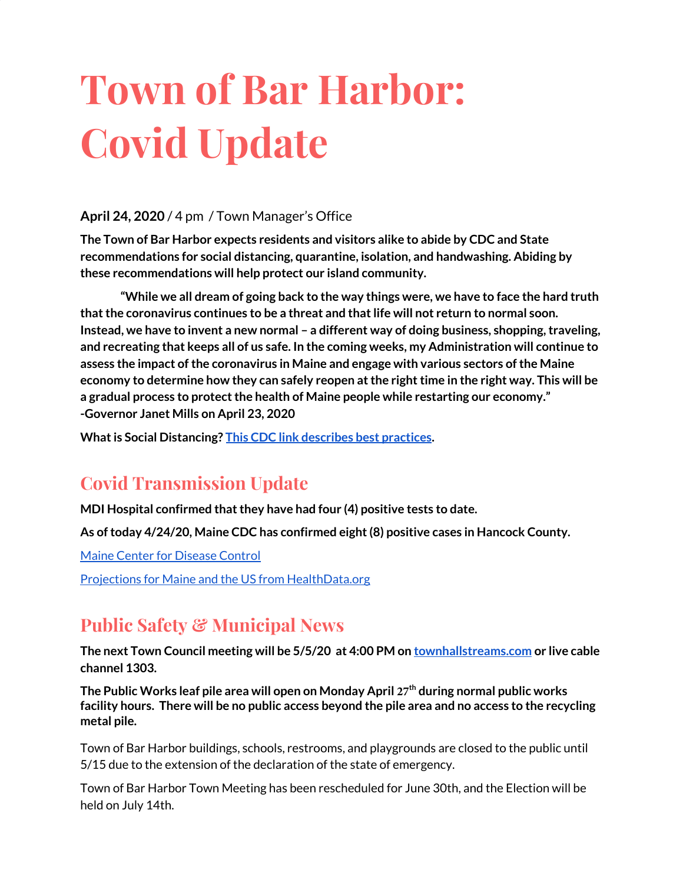# Town of Bar Harbor: Covid Update

**April 24, 2020** / 4 pm / Town Manager's Office

**The Town of Bar Harbor expects residents and visitors alike to abide by CDC and State recommendations for social distancing, quarantine, isolation, and handwashing. Abiding by these recommendations will help protect our island community.**

**"While we all dream of going back to the way things were, we have to face the hard truth that the coronavirus continues to be a threat and that life will not return to normal soon. Instead, we have to invent a new normal – a different way of doing business, shopping, traveling, and recreating that keeps all of us safe. In the coming weeks, my Administration will continue to assess the impact of the coronavirus in Maine and engage with various sectors of the Maine economy to determine how they can safely reopen at the right time in the right way. This will be a gradual process to protect the health of Maine people while restarting our economy."**
**-Governor Janet Mills on April 23, 2020**

**What is Social Distancing? This CDC link describes best practices.**

## Covid Transmission Update

**MDI Hospital confirmed that they have had four (4) positive tests to date.**

**As of today 4/24/20, Maine CDC has confirmed eight (8) positive cases in Hancock County.**

Maine Center for Disease Control

Projections for Maine and the US from HealthData.org

## Public Safety & Municipal News

**The next Town Council meeting will be 5/5/20 at 4:00 PM on townhallstreams.com or live cable channel 1303.**

**The Public Works leaf pile area will open on Monday April 27th during normal public works facility hours. There will be no public access beyond the pile area and no access to the recycling metal pile.**

Town of Bar Harbor buildings, schools, restrooms, and playgrounds are closed to the public until 5/15 due to the extension of the declaration of the state of emergency.

Town of Bar Harbor Town Meeting has been rescheduled for June 30th, and the Election will be held on July 14th.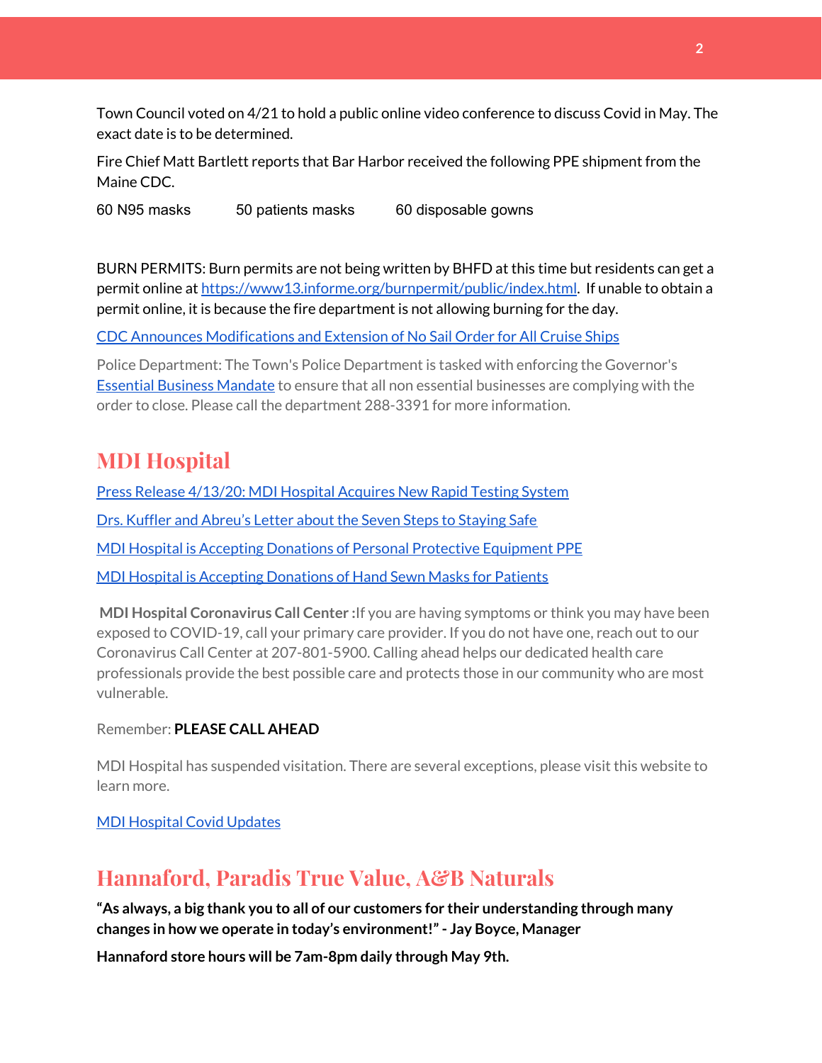Town Council voted on 4/21 to hold a public online video conference to discuss Covid in May. The exact date is to be determined.

Fire Chief Matt Bartlett reports that Bar Harbor received the following PPE shipment from the Maine CDC.

60 N95 masks      50 patients masks      60 disposable gowns

BURN PERMITS: Burn permits are not being written by BHFD at this time but residents can get a permit online at https://www13.informe.org/burnpermit/public/index.html. If unable to obtain a permit online, it is because the fire department is not allowing burning for the day.

CDC Announces Modifications and Extension of No Sail Order for All Cruise Ships

Police Department: The Town's Police Department is tasked with enforcing the Governor's Essential Business Mandate to ensure that all non essential businesses are complying with the order to close. Please call the department 288-3391 for more information.

## MDI Hospital

Press Release 4/13/20: MDI Hospital Acquires New Rapid Testing System

Drs. Kuffler and Abreu's Letter about the Seven Steps to Staying Safe

MDI Hospital is Accepting Donations of Personal Protective Equipment PPE

MDI Hospital is Accepting Donations of Hand Sewn Masks for Patients

**MDI Hospital Coronavirus Call Center :** If you are having symptoms or think you may have been exposed to COVID-19, call your primary care provider. If you do not have one, reach out to our Coronavirus Call Center at 207-801-5900. Calling ahead helps our dedicated health care professionals provide the best possible care and protects those in our community who are most vulnerable.

Remember: **PLEASE CALL AHEAD**

MDI Hospital has suspended visitation. There are several exceptions, please visit this website to learn more.

MDI Hospital Covid Updates

## Hannaford, Paradis True Value, A&B Naturals

**"As always, a big thank you to all of our customers for their understanding through many changes in how we operate in today's environment!" - Jay Boyce, Manager**

**Hannaford store hours will be 7am-8pm daily through May 9th.**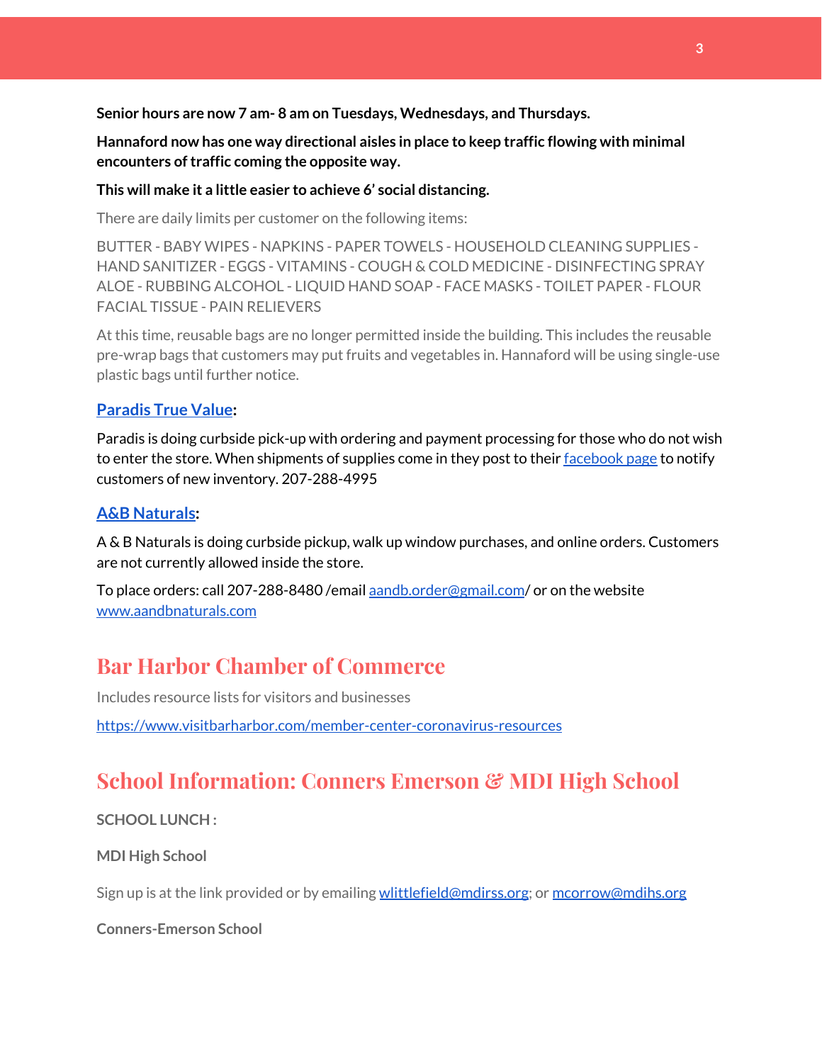**Senior hours are now 7 am- 8 am on Tuesdays, Wednesdays, and Thursdays.**

**Hannaford now has one way directional aisles in place to keep traffic flowing with minimal encounters of traffic coming the opposite way.**

**This will make it a little easier to achieve 6' social distancing.**

There are daily limits per customer on the following items:

BUTTER - BABY WIPES - NAPKINS - PAPER TOWELS - HOUSEHOLD CLEANING SUPPLIES - HAND SANITIZER - EGGS - VITAMINS - COUGH & COLD MEDICINE - DISINFECTING SPRAY ALOE - RUBBING ALCOHOL - LIQUID HAND SOAP - FACE MASKS - TOILET PAPER - FLOUR FACIAL TISSUE - PAIN RELIEVERS

At this time, reusable bags are no longer permitted inside the building. This includes the reusable pre-wrap bags that customers may put fruits and vegetables in. Hannaford will be using single-use plastic bags until further notice.

### Paradis True Value:

Paradis is doing curbside pick-up with ordering and payment processing for those who do not wish to enter the store. When shipments of supplies come in they post to their facebook page to notify customers of new inventory. 207-288-4995

### A&B Naturals:

A & B Naturals is doing curbside pickup, walk up window purchases, and online orders. Customers are not currently allowed inside the store.

To place orders: call 207-288-8480 /email aandb.order@gmail.com/ or on the website www.aandbnaturals.com

## Bar Harbor Chamber of Commerce

Includes resource lists for visitors and businesses

https://www.visitbarharbor.com/member-center-coronavirus-resources

## School Information: Conners Emerson & MDI High School

**SCHOOL LUNCH :**

**MDI High School**

Sign up is at the link provided or by emailing wlittlefield@mdirss.org; or mcorrow@mdihs.org

**Conners-Emerson School**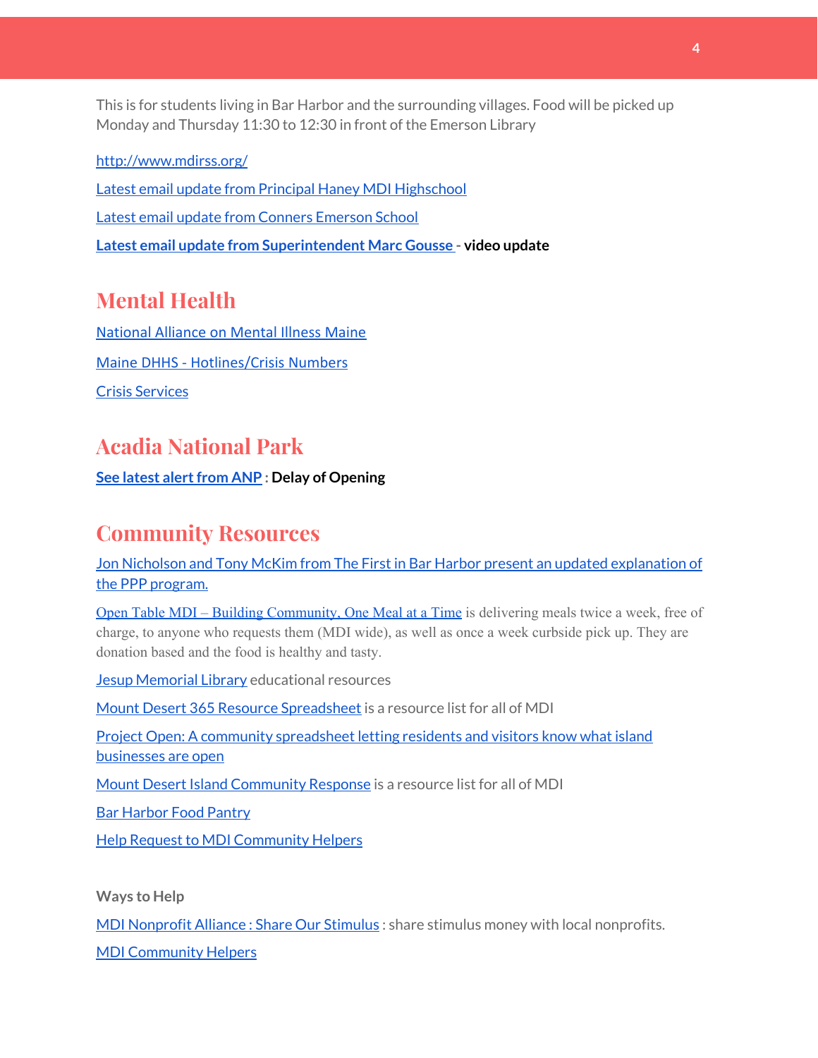This is for students living in Bar Harbor and the surrounding villages. Food will be picked up Monday and Thursday 11:30 to 12:30 in front of the Emerson Library

http://www.mdirss.org/

Latest email update from Principal Haney MDI Highschool

Latest email update from Conners Emerson School

**Latest email update from Superintendent Marc Gousse - video update**

## Mental Health

National Alliance on Mental Illness Maine

Maine DHHS - Hotlines/Crisis Numbers

Crisis Services

## Acadia National Park

**See latest alert from ANP : Delay of Opening**

## Community Resources

Jon Nicholson and Tony McKim from The First in Bar Harbor present an updated explanation of the PPP program.

Open Table MDI – Building Community, One Meal at a Time is delivering meals twice a week, free of charge, to anyone who requests them (MDI wide), as well as once a week curbside pick up. They are donation based and the food is healthy and tasty.

Jesup Memorial Library educational resources

Mount Desert 365 Resource Spreadsheet is a resource list for all of MDI

Project Open: A community spreadsheet letting residents and visitors know what island businesses are open

Mount Desert Island Community Response is a resource list for all of MDI

Bar Harbor Food Pantry

Help Request to MDI Community Helpers

**Ways to Help**

MDI Nonprofit Alliance : Share Our Stimulus : share stimulus money with local nonprofits.

MDI Community Helpers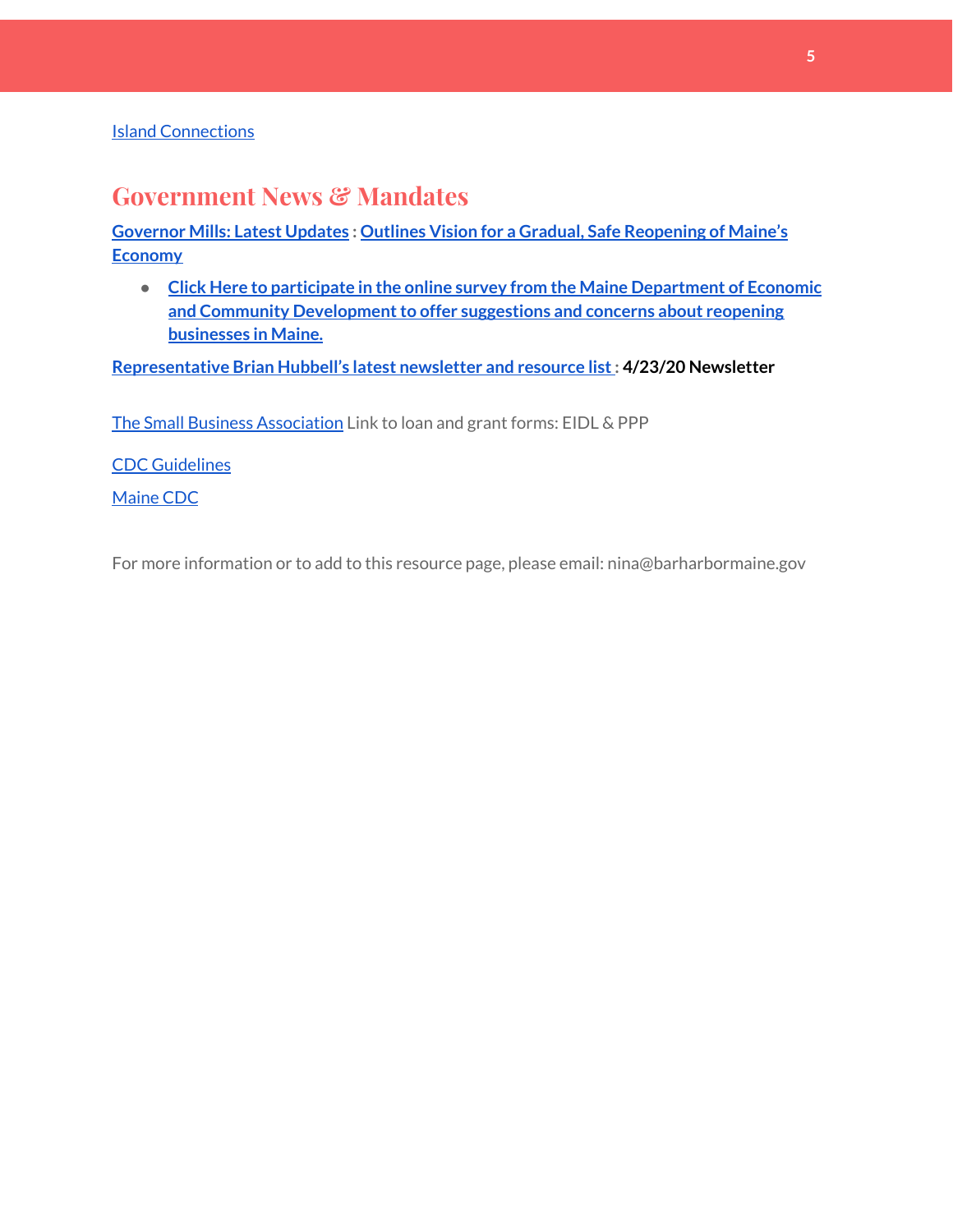Island Connections

## Government News & Mandates

**Governor Mills: Latest Updates : Outlines Vision for a Gradual, Safe Reopening of Maine's Economy**

- **Click Here to participate in the online survey from the Maine Department of Economic and Community Development to offer suggestions and concerns about reopening businesses in Maine.**

**Representative Brian Hubbell's latest newsletter and resource list : 4/23/20 Newsletter**

The Small Business Association Link to loan and grant forms: EIDL & PPP

CDC Guidelines

Maine CDC

For more information or to add to this resource page, please email: nina@barharbormaine.gov